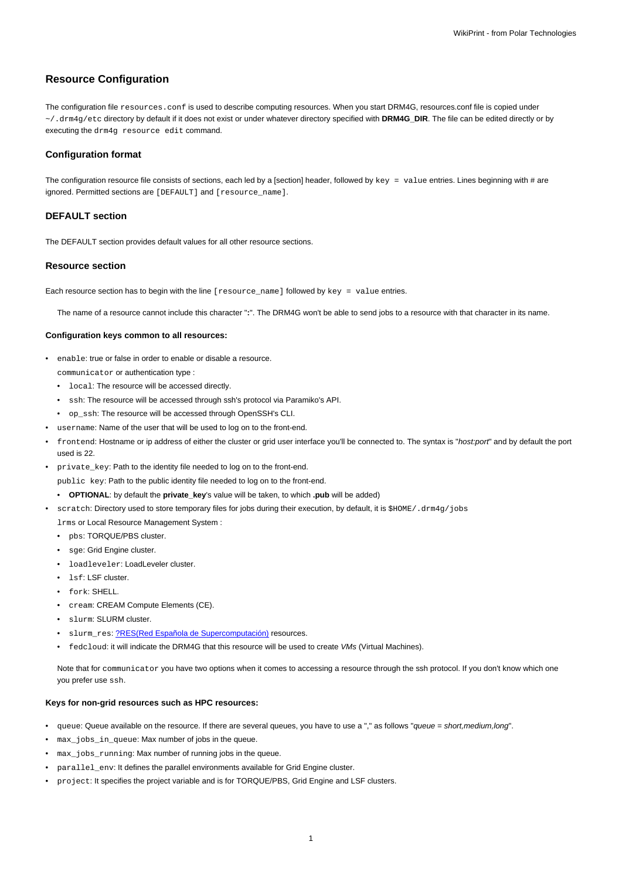## Resource Configuration

The configuration file `resources.conf` is used to describe computing resources. When you start DRM4G, resources.conf file is copied under `~/.drm4g/etc` directory by default if it does not exist or under whatever directory specified with **DRM4G_DIR**. The file can be edited directly or by executing the `drm4g resource edit` command.

### Configuration format

The configuration resource file consists of sections, each led by a [section] header, followed by `key = value` entries. Lines beginning with # are ignored. Permitted sections are `[DEFAULT]` and `[resource_name]`.

### DEFAULT section

The DEFAULT section provides default values for all other resource sections.

### Resource section

Each resource section has to begin with the line `[resource_name]` followed by `key = value` entries.

> The name of a resource cannot include this character "**:**". The DRM4G won't be able to send jobs to a resource with that character in its name.

#### Configuration keys common to all resources:

- `enable`: true or false in order to enable or disable a resource.
  `communicator` or authentication type :
  - `local`: The resource will be accessed directly.
  - `ssh`: The resource will be accessed through ssh's protocol via Paramiko's API.
  - `op_ssh`: The resource will be accessed through OpenSSH's CLI.
- `username`: Name of the user that will be used to log on to the front-end.
- `frontend`: Hostname or ip address of either the cluster or grid user interface you'll be connected to. The syntax is "*host:port*" and by default the port used is 22.
- `private_key`: Path to the identity file needed to log on to the front-end.
  `public key`: Path to the public identity file needed to log on to the front-end.
  - **OPTIONAL**: by default the **private_key**'s value will be taken, to which **.pub** will be added)
- `scratch`: Directory used to store temporary files for jobs during their execution, by default, it is `$HOME/.drm4g/jobs`
  `lrms` or Local Resource Management System :
  - `pbs`: TORQUE/PBS cluster.
  - `sge`: Grid Engine cluster.
  - `loadleveler`: LoadLeveler cluster.
  - `lsf`: LSF cluster.
  - `fork`: SHELL.
  - `cream`: CREAM Compute Elements (CE).
  - `slurm`: SLURM cluster.
  - `slurm_res`: ?RES(Red Española de Supercomputación) resources.
  - `fedcloud`: it will indicate the DRM4G that this resource will be used to create *VMs* (Virtual Machines).

> Note that for `communicator` you have two options when it comes to accessing a resource through the ssh protocol. If you don't know which one you prefer use `ssh`.

#### Keys for non-grid resources such as HPC resources:

- `queue`: Queue available on the resource. If there are several queues, you have to use a "," as follows "*queue = short,medium,long*".
- `max_jobs_in_queue`: Max number of jobs in the queue.
- `max_jobs_running`: Max number of running jobs in the queue.
- `parallel_env`: It defines the parallel environments available for Grid Engine cluster.
- `project`: It specifies the project variable and is for TORQUE/PBS, Grid Engine and LSF clusters.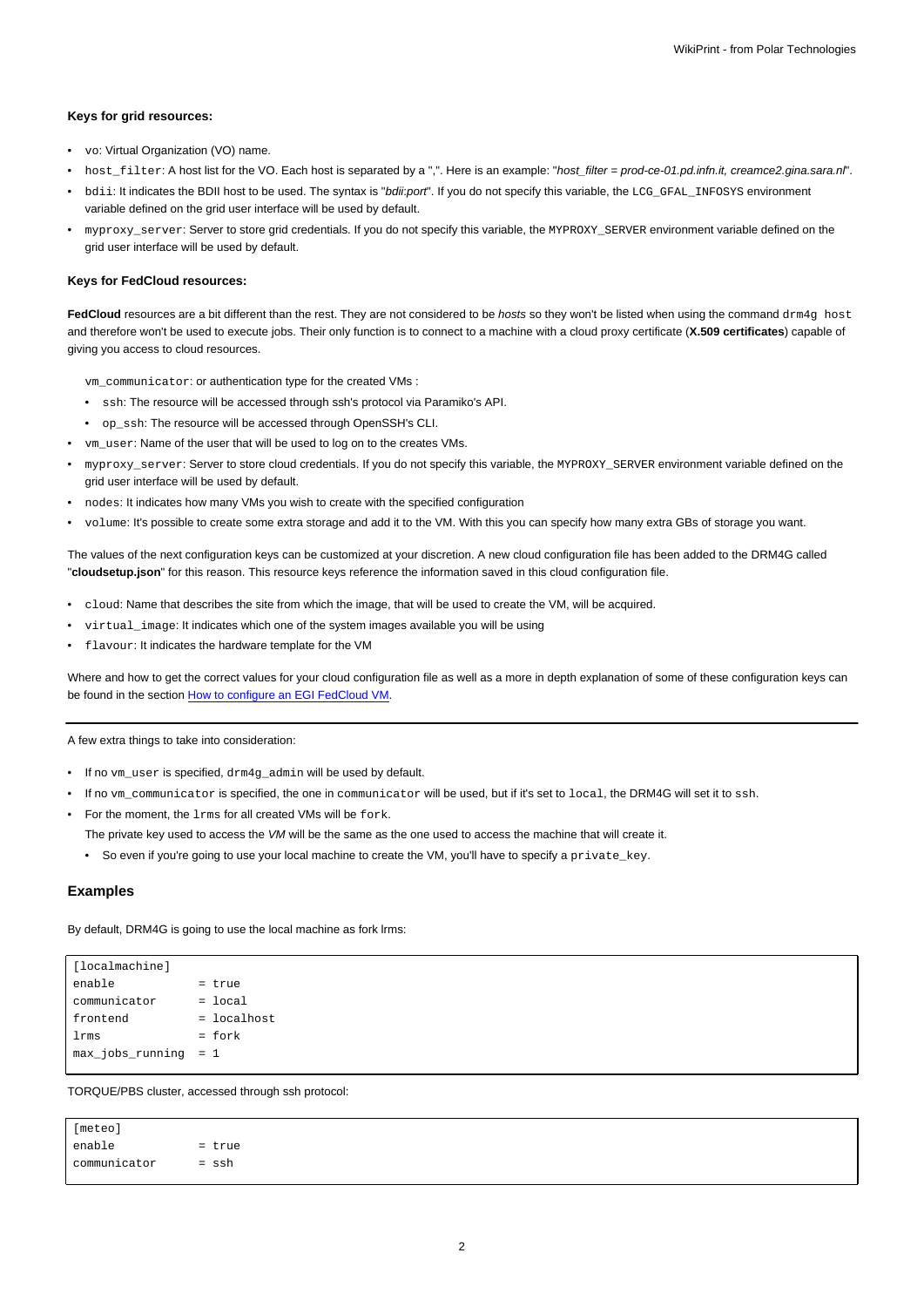**Keys for grid resources:**

- `vo`: Virtual Organization (VO) name.
- `host_filter`: A host list for the VO. Each host is separated by a ",". Here is an example: "*host_filter = prod-ce-01.pd.infn.it, creamce2.gina.sara.nl*".
- `bdii`: It indicates the BDII host to be used. The syntax is "*bdii:port*". If you do not specify this variable, the `LCG_GFAL_INFOSYS` environment variable defined on the grid user interface will be used by default.
- `myproxy_server`: Server to store grid credentials. If you do not specify this variable, the `MYPROXY_SERVER` environment variable defined on the grid user interface will be used by default.

**Keys for FedCloud resources:**

**FedCloud** resources are a bit different than the rest. They are not considered to be *hosts* so they won't be listed when using the command `drm4g host` and therefore won't be used to execute jobs. Their only function is to connect to a machine with a cloud proxy certificate (**X.509 certificates**) capable of giving you access to cloud resources.

`vm_communicator`: or authentication type for the created VMs :

- `ssh`: The resource will be accessed through ssh's protocol via Paramiko's API.
- `op_ssh`: The resource will be accessed through OpenSSH's CLI.

- `vm_user`: Name of the user that will be used to log on to the creates VMs.
- `myproxy_server`: Server to store cloud credentials. If you do not specify this variable, the `MYPROXY_SERVER` environment variable defined on the grid user interface will be used by default.
- `nodes`: It indicates how many VMs you wish to create with the specified configuration
- `volume`: It's possible to create some extra storage and add it to the VM. With this you can specify how many extra GBs of storage you want.

The values of the next configuration keys can be customized at your discretion. A new cloud configuration file has been added to the DRM4G called "**cloudsetup.json**" for this reason. This resource keys reference the information saved in this cloud configuration file.

- `cloud`: Name that describes the site from which the image, that will be used to create the VM, will be acquired.
- `virtual_image`: It indicates which one of the system images available you will be using
- `flavour`: It indicates the hardware template for the VM

Where and how to get the correct values for your cloud configuration file as well as a more in depth explanation of some of these configuration keys can be found in the section How to configure an EGI FedCloud VM.

---

A few extra things to take into consideration:

- If no `vm_user` is specified, `drm4g_admin` will be used by default.
- If no `vm_communicator` is specified, the one in `communicator` will be used, but if it's set to `local`, the DRM4G will set it to `ssh`.
- For the moment, the `lrms` for all created VMs will be `fork`.

  The private key used to access the *VM* will be the same as the one used to access the machine that will create it.

  - So even if you're going to use your local machine to create the VM, you'll have to specify a `private_key`.

### Examples

By default, DRM4G is going to use the local machine as fork lrms:

```
[localmachine]
enable            = true
communicator      = local
frontend          = localhost
lrms              = fork
max_jobs_running  = 1
```

TORQUE/PBS cluster, accessed through ssh protocol:

```
[meteo]
enable            = true
communicator      = ssh
```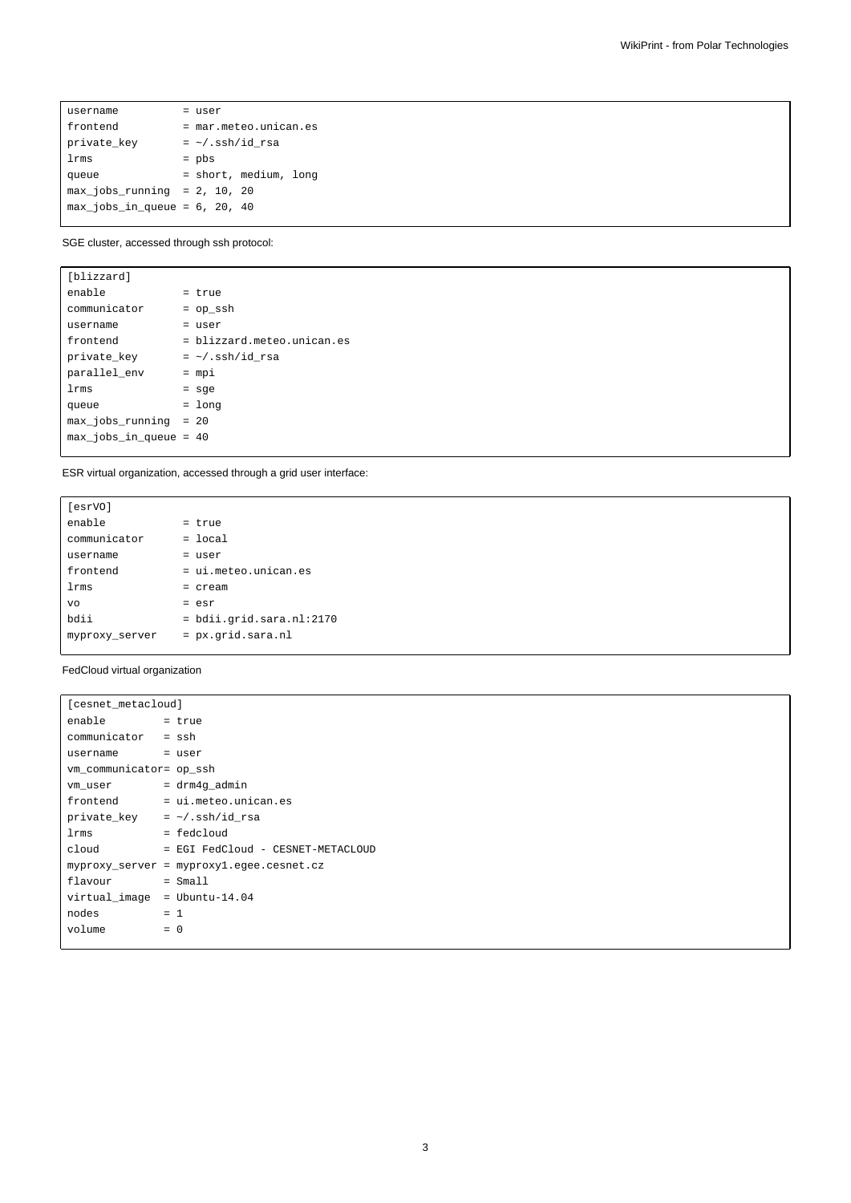```
username          = user
frontend          = mar.meteo.unican.es
private_key       = ~/.ssh/id_rsa
lrms              = pbs
queue             = short, medium, long
max_jobs_running  = 2, 10, 20
max_jobs_in_queue = 6, 20, 40
```

SGE cluster, accessed through ssh protocol:

```
[blizzard]
enable            = true
communicator      = op_ssh
username          = user
frontend          = blizzard.meteo.unican.es
private_key       = ~/.ssh/id_rsa
parallel_env      = mpi
lrms              = sge
queue             = long
max_jobs_running  = 20
max_jobs_in_queue = 40
```

ESR virtual organization, accessed through a grid user interface:

```
[esrVO]
enable            = true
communicator      = local
username          = user
frontend          = ui.meteo.unican.es
lrms              = cream
vo                = esr
bdii              = bdii.grid.sara.nl:2170
myproxy_server    = px.grid.sara.nl
```

FedCloud virtual organization

```
[cesnet_metacloud]
enable         = true
communicator   = ssh
username       = user
vm_communicator= op_ssh
vm_user        = drm4g_admin
frontend       = ui.meteo.unican.es
private_key    = ~/.ssh/id_rsa
lrms           = fedcloud
cloud          = EGI FedCloud - CESNET-METACLOUD
myproxy_server = myproxy1.egee.cesnet.cz
flavour        = Small
virtual_image  = Ubuntu-14.04
nodes          = 1
volume         = 0
```